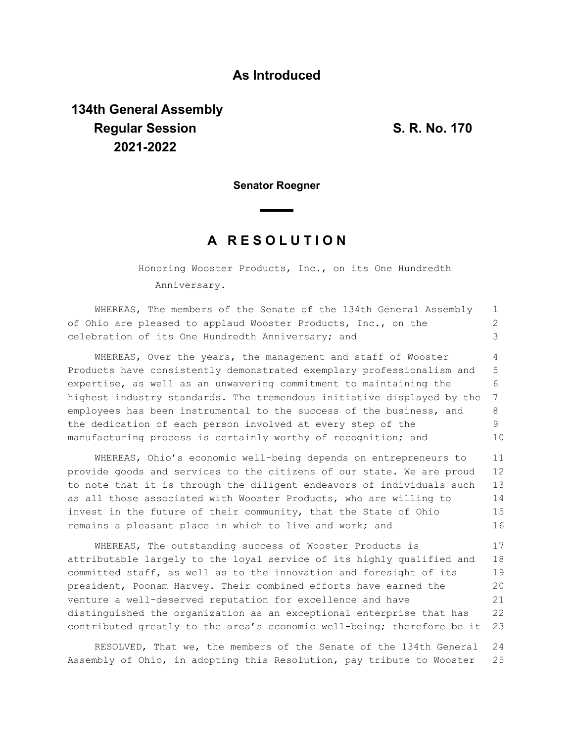# As Introduced

## 134th General Assembly
## Regular Session
## 2021-2022

## S. R. No. 170

**Senator Roegner**

# A RESOLUTION

Honoring Wooster Products, Inc., on its One Hundredth Anniversary.

WHEREAS, The members of the Senate of the 134th General Assembly of Ohio are pleased to applaud Wooster Products, Inc., on the celebration of its One Hundredth Anniversary; and

WHEREAS, Over the years, the management and staff of Wooster Products have consistently demonstrated exemplary professionalism and expertise, as well as an unwavering commitment to maintaining the highest industry standards. The tremendous initiative displayed by the employees has been instrumental to the success of the business, and the dedication of each person involved at every step of the manufacturing process is certainly worthy of recognition; and

WHEREAS, Ohio's economic well-being depends on entrepreneurs to provide goods and services to the citizens of our state. We are proud to note that it is through the diligent endeavors of individuals such as all those associated with Wooster Products, who are willing to invest in the future of their community, that the State of Ohio remains a pleasant place in which to live and work; and

WHEREAS, The outstanding success of Wooster Products is attributable largely to the loyal service of its highly qualified and committed staff, as well as to the innovation and foresight of its president, Poonam Harvey. Their combined efforts have earned the venture a well-deserved reputation for excellence and have distinguished the organization as an exceptional enterprise that has contributed greatly to the area's economic well-being; therefore be it

RESOLVED, That we, the members of the Senate of the 134th General Assembly of Ohio, in adopting this Resolution, pay tribute to Wooster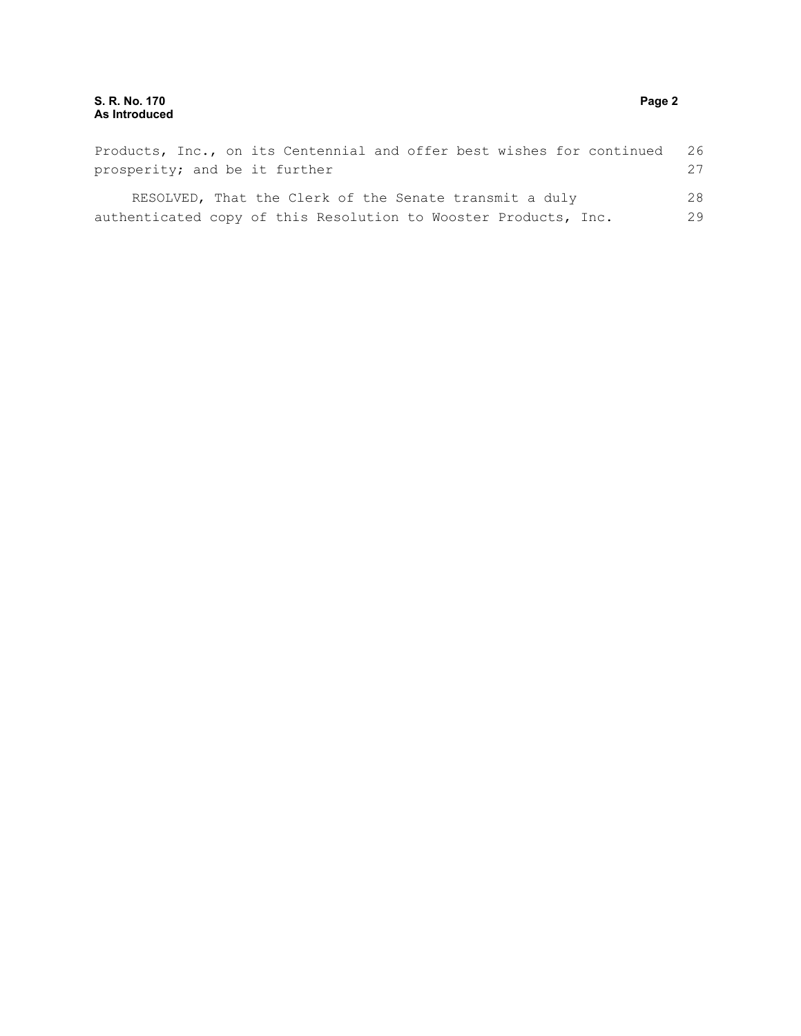Products, Inc., on its Centennial and offer best wishes for continued prosperity; and be it further

RESOLVED, That the Clerk of the Senate transmit a duly authenticated copy of this Resolution to Wooster Products, Inc.